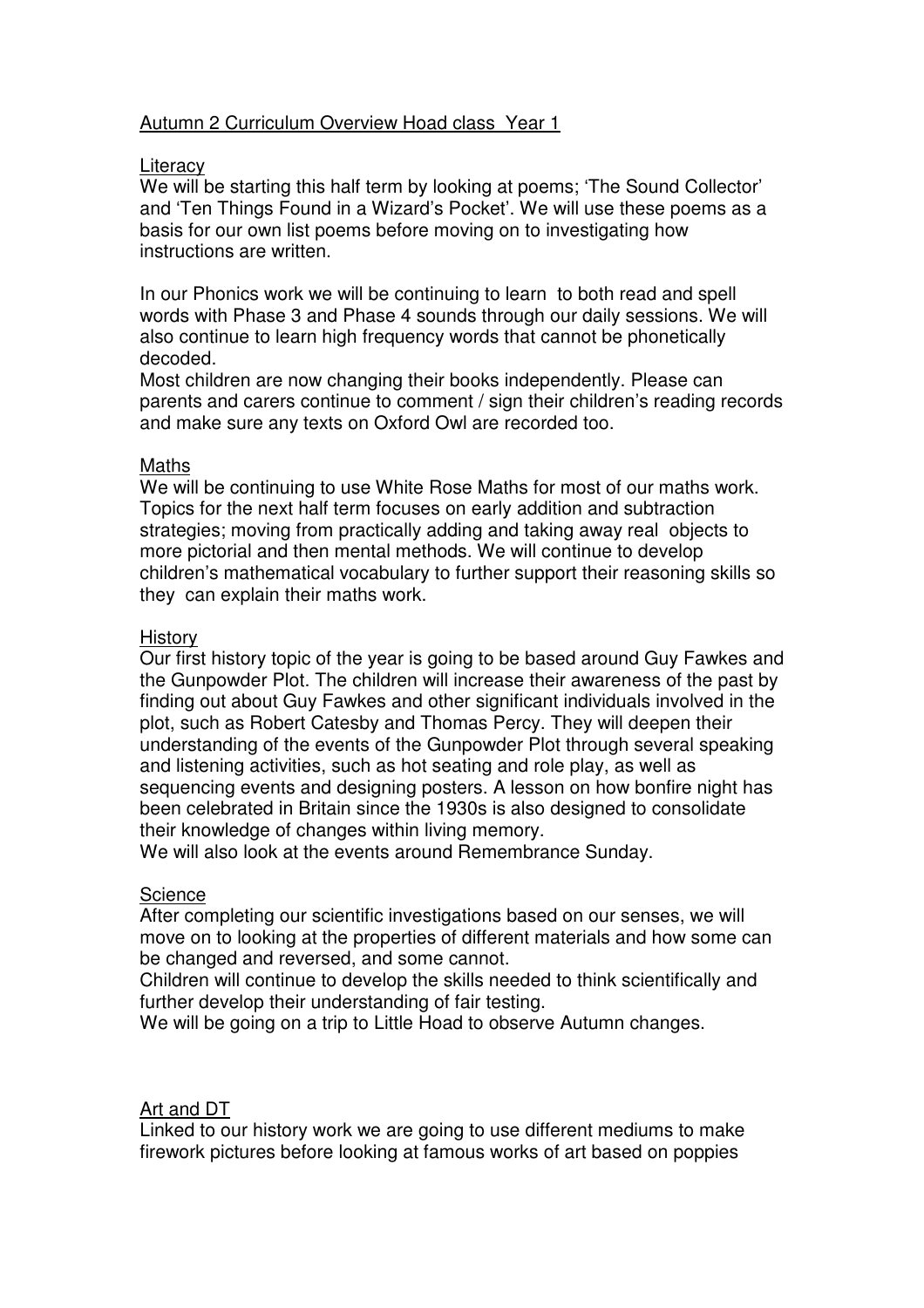# Autumn 2 Curriculum Overview Hoad class Year 1

## Literacy

We will be starting this half term by looking at poems; 'The Sound Collector' and 'Ten Things Found in a Wizard's Pocket'. We will use these poems as a basis for our own list poems before moving on to investigating how instructions are written.

In our Phonics work we will be continuing to learn to both read and spell words with Phase 3 and Phase 4 sounds through our daily sessions. We will also continue to learn high frequency words that cannot be phonetically decoded.

Most children are now changing their books independently. Please can parents and carers continue to comment / sign their children's reading records and make sure any texts on Oxford Owl are recorded too.

## Maths

We will be continuing to use White Rose Maths for most of our maths work. Topics for the next half term focuses on early addition and subtraction strategies; moving from practically adding and taking away real objects to more pictorial and then mental methods. We will continue to develop children's mathematical vocabulary to further support their reasoning skills so they can explain their maths work.

## History

Our first history topic of the year is going to be based around Guy Fawkes and the Gunpowder Plot. The children will increase their awareness of the past by finding out about Guy Fawkes and other significant individuals involved in the plot, such as Robert Catesby and Thomas Percy. They will deepen their understanding of the events of the Gunpowder Plot through several speaking and listening activities, such as hot seating and role play, as well as sequencing events and designing posters. A lesson on how bonfire night has been celebrated in Britain since the 1930s is also designed to consolidate their knowledge of changes within living memory.

We will also look at the events around Remembrance Sunday.

## Science

After completing our scientific investigations based on our senses, we will move on to looking at the properties of different materials and how some can be changed and reversed, and some cannot.

Children will continue to develop the skills needed to think scientifically and further develop their understanding of fair testing.

We will be going on a trip to Little Hoad to observe Autumn changes.

## Art and DT

Linked to our history work we are going to use different mediums to make firework pictures before looking at famous works of art based on poppies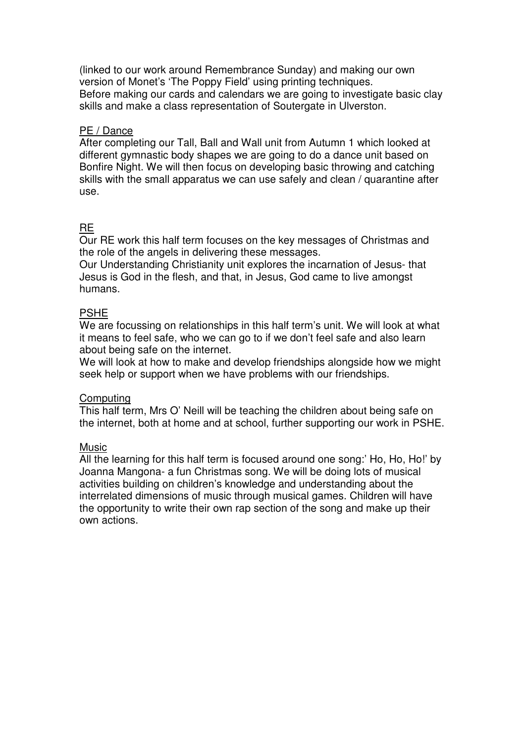(linked to our work around Remembrance Sunday) and making our own version of Monet's 'The Poppy Field' using printing techniques.
Before making our cards and calendars we are going to investigate basic clay skills and make a class representation of Soutergate in Ulverston.

PE / Dance

After completing our Tall, Ball and Wall unit from Autumn 1 which looked at different gymnastic body shapes we are going to do a dance unit based on Bonfire Night. We will then focus on developing basic throwing and catching skills with the small apparatus we can use safely and clean / quarantine after use.

RE

Our RE work this half term focuses on the key messages of Christmas and the role of the angels in delivering these messages.
Our Understanding Christianity unit explores the incarnation of Jesus- that Jesus is God in the flesh, and that, in Jesus, God came to live amongst humans.

PSHE

We are focussing on relationships in this half term's unit. We will look at what it means to feel safe, who we can go to if we don't feel safe and also learn about being safe on the internet.
We will look at how to make and develop friendships alongside how we might seek help or support when we have problems with our friendships.

Computing

This half term, Mrs O' Neill will be teaching the children about being safe on the internet, both at home and at school, further supporting our work in PSHE.

Music

All the learning for this half term is focused around one song:' Ho, Ho, Ho!' by Joanna Mangona- a fun Christmas song. We will be doing lots of musical activities building on children's knowledge and understanding about the interrelated dimensions of music through musical games. Children will have the opportunity to write their own rap section of the song and make up their own actions.